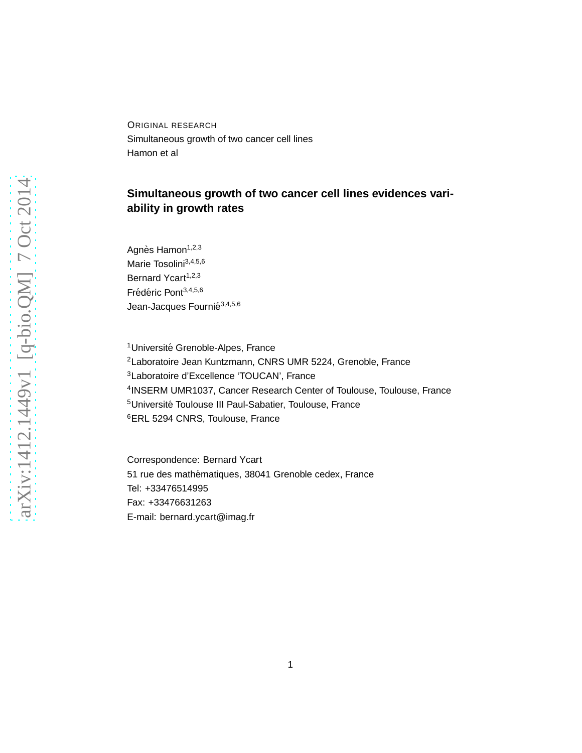ORIGINAL RESEARCH
Simultaneous growth of two cancer cell lines
Hamon et al

# Simultaneous growth of two cancer cell lines evidences variability in growth rates

Agnès Hamon[1,2,3]
Marie Tosolini[3,4,5,6]
Bernard Ycart[1,2,3]
Frédéric Pont[3,4,5,6]
Jean-Jacques Fournié[3,4,5,6]

[1]Université Grenoble-Alpes, France
[2]Laboratoire Jean Kuntzmann, CNRS UMR 5224, Grenoble, France
[3]Laboratoire d'Excellence 'TOUCAN', France
[4]INSERM UMR1037, Cancer Research Center of Toulouse, Toulouse, France
[5]Université Toulouse III Paul-Sabatier, Toulouse, France
[6]ERL 5294 CNRS, Toulouse, France

Correspondence: Bernard Ycart
51 rue des mathématiques, 38041 Grenoble cedex, France
Tel: +33476514995
Fax: +33476631263
E-mail: bernard.ycart@imag.fr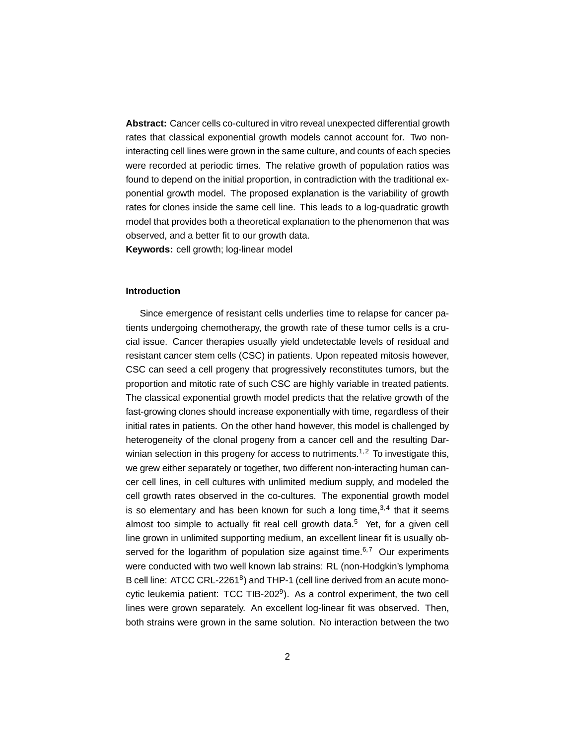**Abstract:** Cancer cells co-cultured in vitro reveal unexpected differential growth rates that classical exponential growth models cannot account for. Two non-interacting cell lines were grown in the same culture, and counts of each species were recorded at periodic times. The relative growth of population ratios was found to depend on the initial proportion, in contradiction with the traditional exponential growth model. The proposed explanation is the variability of growth rates for clones inside the same cell line. This leads to a log-quadratic growth model that provides both a theoretical explanation to the phenomenon that was observed, and a better fit to our growth data.

**Keywords:** cell growth; log-linear model

### Introduction

Since emergence of resistant cells underlies time to relapse for cancer patients undergoing chemotherapy, the growth rate of these tumor cells is a crucial issue. Cancer therapies usually yield undetectable levels of residual and resistant cancer stem cells (CSC) in patients. Upon repeated mitosis however, CSC can seed a cell progeny that progressively reconstitutes tumors, but the proportion and mitotic rate of such CSC are highly variable in treated patients. The classical exponential growth model predicts that the relative growth of the fast-growing clones should increase exponentially with time, regardless of their initial rates in patients. On the other hand however, this model is challenged by heterogeneity of the clonal progeny from a cancer cell and the resulting Darwinian selection in this progeny for access to nutriments.[1,2] To investigate this, we grew either separately or together, two different non-interacting human cancer cell lines, in cell cultures with unlimited medium supply, and modeled the cell growth rates observed in the co-cultures. The exponential growth model is so elementary and has been known for such a long time,[3,4] that it seems almost too simple to actually fit real cell growth data.[5] Yet, for a given cell line grown in unlimited supporting medium, an excellent linear fit is usually observed for the logarithm of population size against time.[6,7] Our experiments were conducted with two well known lab strains: RL (non-Hodgkin's lymphoma B cell line: ATCC CRL-2261[8]) and THP-1 (cell line derived from an acute monocytic leukemia patient: TCC TIB-202[9]). As a control experiment, the two cell lines were grown separately. An excellent log-linear fit was observed. Then, both strains were grown in the same solution. No interaction between the two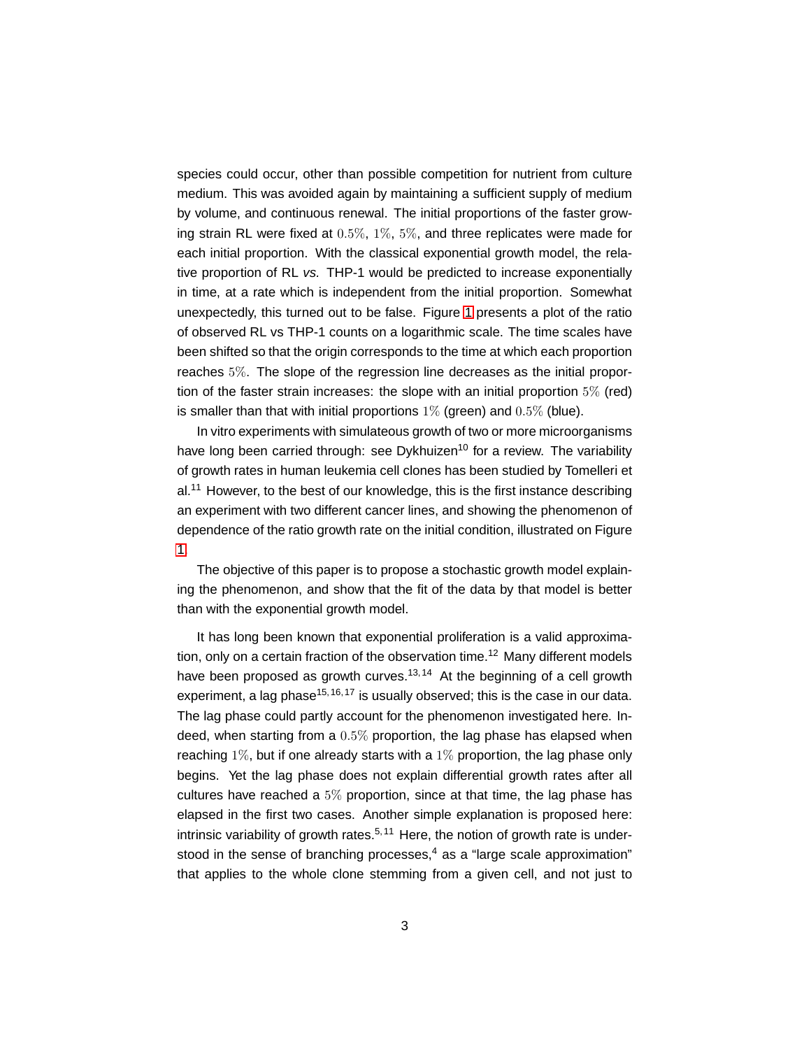species could occur, other than possible competition for nutrient from culture medium. This was avoided again by maintaining a sufficient supply of medium by volume, and continuous renewal. The initial proportions of the faster growing strain RL were fixed at $0.5\%$, $1\%$, $5\%$, and three replicates were made for each initial proportion. With the classical exponential growth model, the relative proportion of RL *vs.* THP-1 would be predicted to increase exponentially in time, at a rate which is independent from the initial proportion. Somewhat unexpectedly, this turned out to be false. Figure 1 presents a plot of the ratio of observed RL vs THP-1 counts on a logarithmic scale. The time scales have been shifted so that the origin corresponds to the time at which each proportion reaches $5\%$. The slope of the regression line decreases as the initial proportion of the faster strain increases: the slope with an initial proportion $5\%$ (red) is smaller than that with initial proportions $1\%$ (green) and $0.5\%$ (blue).

In vitro experiments with simulateous growth of two or more microorganisms have long been carried through: see Dykhuizen[10] for a review. The variability of growth rates in human leukemia cell clones has been studied by Tomelleri et al.[11] However, to the best of our knowledge, this is the first instance describing an experiment with two different cancer lines, and showing the phenomenon of dependence of the ratio growth rate on the initial condition, illustrated on Figure 1.

The objective of this paper is to propose a stochastic growth model explaining the phenomenon, and show that the fit of the data by that model is better than with the exponential growth model.

It has long been known that exponential proliferation is a valid approximation, only on a certain fraction of the observation time.[12] Many different models have been proposed as growth curves.[13,14] At the beginning of a cell growth experiment, a lag phase[15,16,17] is usually observed; this is the case in our data. The lag phase could partly account for the phenomenon investigated here. Indeed, when starting from a $0.5\%$ proportion, the lag phase has elapsed when reaching $1\%$, but if one already starts with a $1\%$ proportion, the lag phase only begins. Yet the lag phase does not explain differential growth rates after all cultures have reached a $5\%$ proportion, since at that time, the lag phase has elapsed in the first two cases. Another simple explanation is proposed here: intrinsic variability of growth rates.[5,11] Here, the notion of growth rate is understood in the sense of branching processes,[4] as a "large scale approximation" that applies to the whole clone stemming from a given cell, and not just to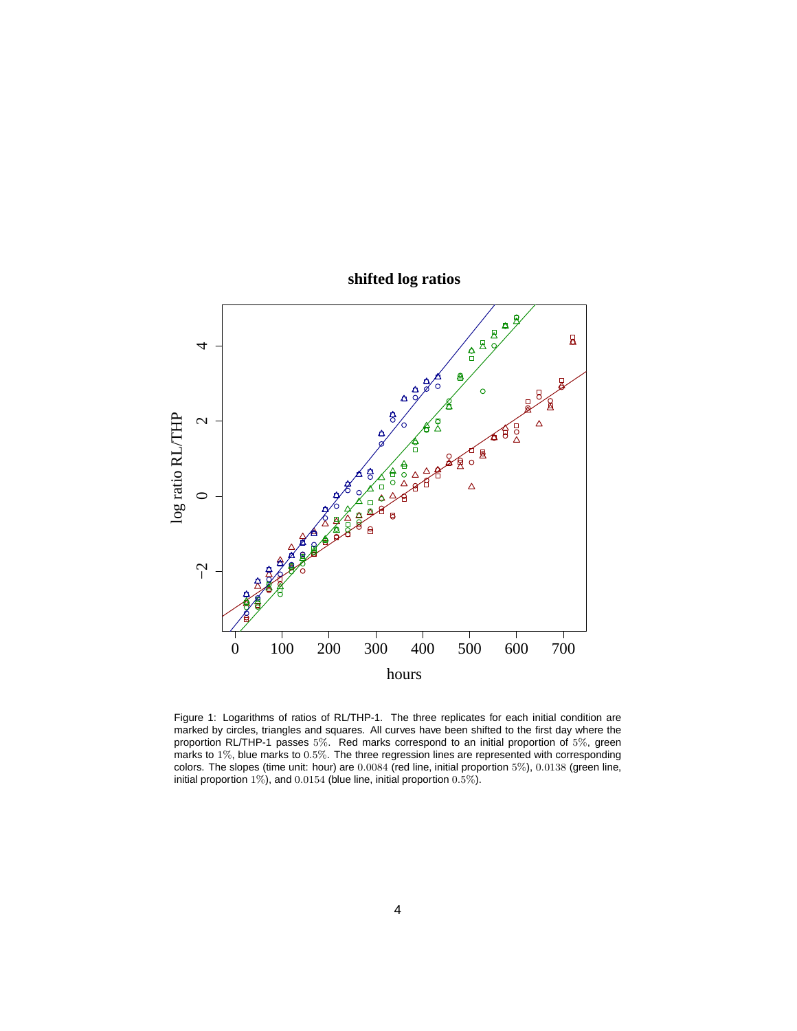Figure 1: Logarithms of ratios of RL/THP-1. The three replicates for each initial condition are marked by circles, triangles and squares. All curves have been shifted to the first day where the proportion RL/THP-1 passes $5\%$. Red marks correspond to an initial proportion of $5\%$, green marks to $1\%$, blue marks to $0.5\%$. The three regression lines are represented with corresponding colors. The slopes (time unit: hour) are $0.0084$ (red line, initial proportion $5\%$), $0.0138$ (green line, initial proportion $1\%$), and $0.0154$ (blue line, initial proportion $0.5\%$).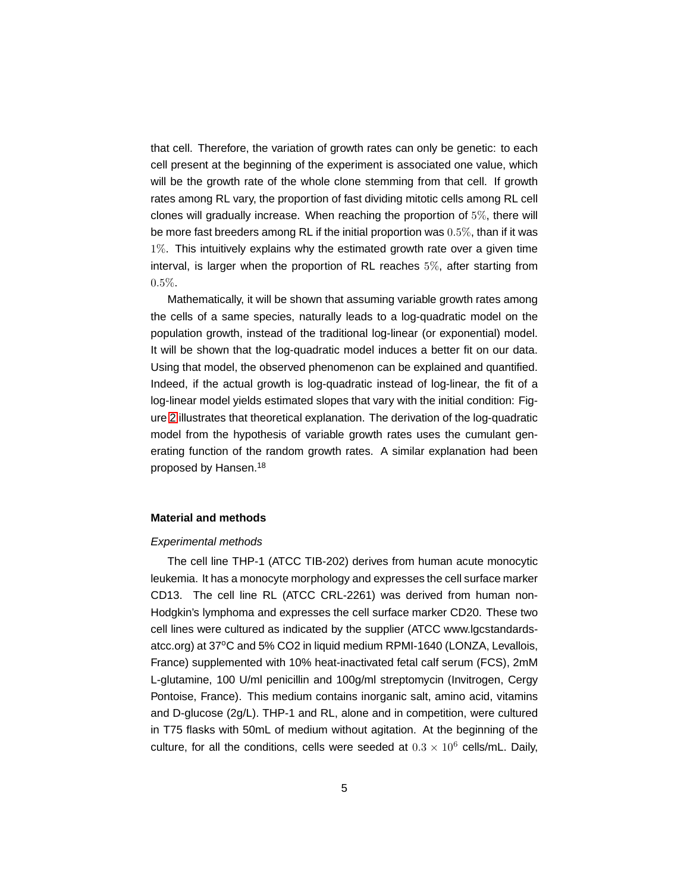that cell. Therefore, the variation of growth rates can only be genetic: to each cell present at the beginning of the experiment is associated one value, which will be the growth rate of the whole clone stemming from that cell. If growth rates among RL vary, the proportion of fast dividing mitotic cells among RL cell clones will gradually increase. When reaching the proportion of $5\%$, there will be more fast breeders among RL if the initial proportion was $0.5\%$, than if it was $1\%$. This intuitively explains why the estimated growth rate over a given time interval, is larger when the proportion of RL reaches $5\%$, after starting from $0.5\%$.

Mathematically, it will be shown that assuming variable growth rates among the cells of a same species, naturally leads to a log-quadratic model on the population growth, instead of the traditional log-linear (or exponential) model. It will be shown that the log-quadratic model induces a better fit on our data. Using that model, the observed phenomenon can be explained and quantified. Indeed, if the actual growth is log-quadratic instead of log-linear, the fit of a log-linear model yields estimated slopes that vary with the initial condition: Figure 2 illustrates that theoretical explanation. The derivation of the log-quadratic model from the hypothesis of variable growth rates uses the cumulant generating function of the random growth rates. A similar explanation had been proposed by Hansen.[18]

## Material and methods

*Experimental methods*

The cell line THP-1 (ATCC TIB-202) derives from human acute monocytic leukemia. It has a monocyte morphology and expresses the cell surface marker CD13. The cell line RL (ATCC CRL-2261) was derived from human non-Hodgkin's lymphoma and expresses the cell surface marker CD20. These two cell lines were cultured as indicated by the supplier (ATCC www.lgcstandards-atcc.org) at 37$^{o}$C and 5% CO2 in liquid medium RPMI-1640 (LONZA, Levallois, France) supplemented with 10% heat-inactivated fetal calf serum (FCS), 2mM L-glutamine, 100 U/ml penicillin and 100g/ml streptomycin (Invitrogen, Cergy Pontoise, France). This medium contains inorganic salt, amino acid, vitamins and D-glucose (2g/L). THP-1 and RL, alone and in competition, were cultured in T75 flasks with 50mL of medium without agitation. At the beginning of the culture, for all the conditions, cells were seeded at $0.3 \times 10^{6}$ cells/mL. Daily,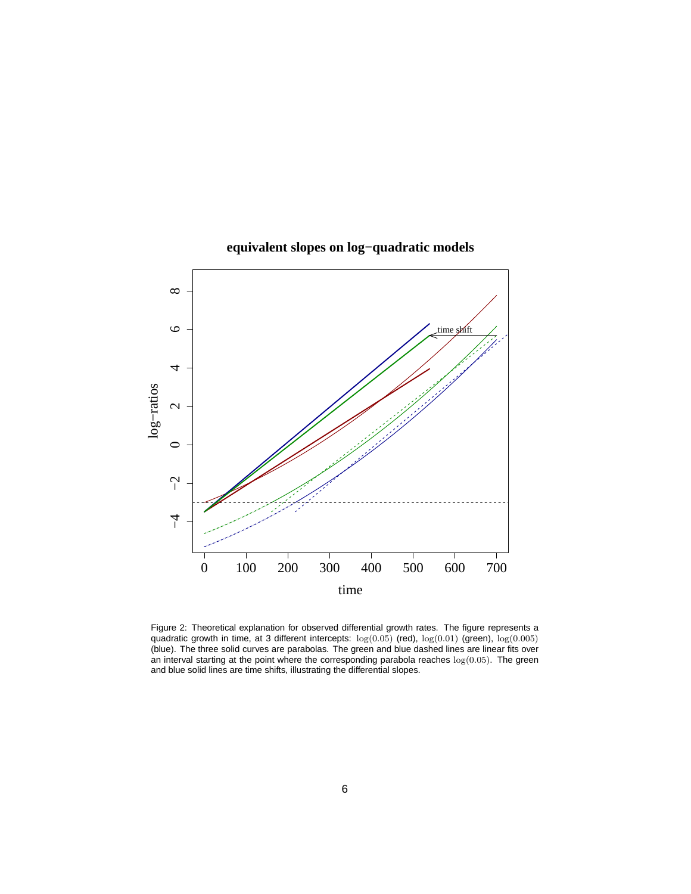Figure 2: Theoretical explanation for observed differential growth rates. The figure represents a quadratic growth in time, at 3 different intercepts: $\log(0.05)$ (red), $\log(0.01)$ (green), $\log(0.005)$ (blue). The three solid curves are parabolas. The green and blue dashed lines are linear fits over an interval starting at the point where the corresponding parabola reaches $\log(0.05)$. The green and blue solid lines are time shifts, illustrating the differential slopes.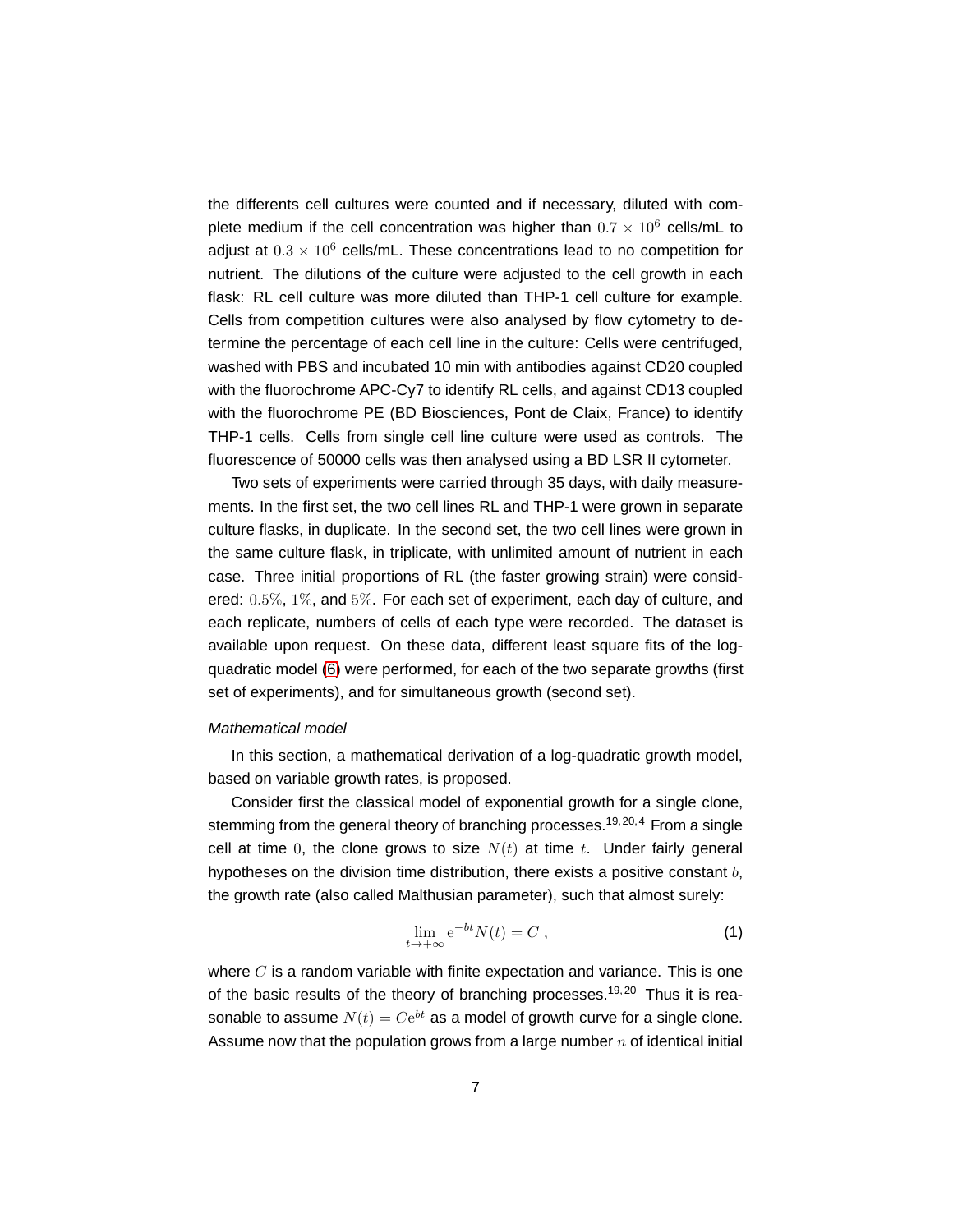the differents cell cultures were counted and if necessary, diluted with complete medium if the cell concentration was higher than $0.7 \times 10^6$ cells/mL to adjust at $0.3 \times 10^6$ cells/mL. These concentrations lead to no competition for nutrient. The dilutions of the culture were adjusted to the cell growth in each flask: RL cell culture was more diluted than THP-1 cell culture for example. Cells from competition cultures were also analysed by flow cytometry to determine the percentage of each cell line in the culture: Cells were centrifuged, washed with PBS and incubated 10 min with antibodies against CD20 coupled with the fluorochrome APC-Cy7 to identify RL cells, and against CD13 coupled with the fluorochrome PE (BD Biosciences, Pont de Claix, France) to identify THP-1 cells. Cells from single cell line culture were used as controls. The fluorescence of 50000 cells was then analysed using a BD LSR II cytometer.

Two sets of experiments were carried through 35 days, with daily measurements. In the first set, the two cell lines RL and THP-1 were grown in separate culture flasks, in duplicate. In the second set, the two cell lines were grown in the same culture flask, in triplicate, with unlimited amount of nutrient in each case. Three initial proportions of RL (the faster growing strain) were considered: $0.5\%$, $1\%$, and $5\%$. For each set of experiment, each day of culture, and each replicate, numbers of cells of each type were recorded. The dataset is available upon request. On these data, different least square fits of the log-quadratic model (6) were performed, for each of the two separate growths (first set of experiments), and for simultaneous growth (second set).

*Mathematical model*

In this section, a mathematical derivation of a log-quadratic growth model, based on variable growth rates, is proposed.

Consider first the classical model of exponential growth for a single clone, stemming from the general theory of branching processes.[19,20,4] From a single cell at time $0$, the clone grows to size $N(t)$ at time $t$. Under fairly general hypotheses on the division time distribution, there exists a positive constant $b$, the growth rate (also called Malthusian parameter), such that almost surely:

$$\lim_{t \to +\infty} \mathrm{e}^{-bt} N(t) = C \;, \tag{1}$$

where $C$ is a random variable with finite expectation and variance. This is one of the basic results of the theory of branching processes.[19,20] Thus it is reasonable to assume $N(t) = C\mathrm{e}^{bt}$ as a model of growth curve for a single clone. Assume now that the population grows from a large number $n$ of identical initial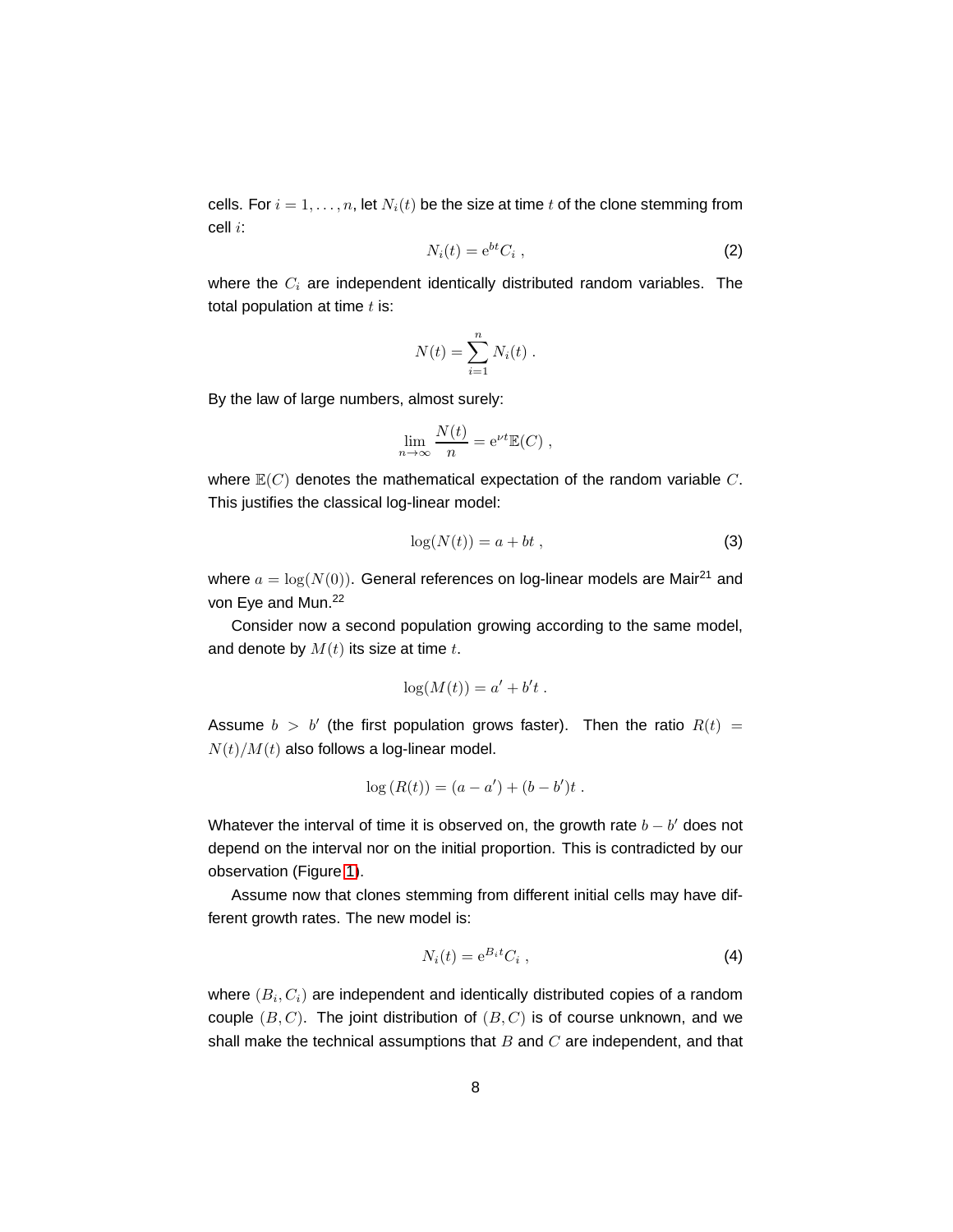cells. For $i = 1, \ldots, n$, let $N_i(t)$ be the size at time $t$ of the clone stemming from cell $i$:

$$N_i(t) = \mathrm{e}^{bt} C_i \;, \tag{2}$$

where the $C_i$ are independent identically distributed random variables. The total population at time $t$ is:

$$N(t) = \sum_{i=1}^{n} N_i(t) \;.$$

By the law of large numbers, almost surely:

$$\lim_{n\to\infty} \frac{N(t)}{n} = \mathrm{e}^{\nu t} \mathbb{E}(C) \;,$$

where $\mathbb{E}(C)$ denotes the mathematical expectation of the random variable $C$. This justifies the classical log-linear model:

$$\log(N(t)) = a + bt \;, \tag{3}$$

where $a = \log(N(0))$. General references on log-linear models are Mair[21] and von Eye and Mun.[22]

Consider now a second population growing according to the same model, and denote by $M(t)$ its size at time $t$.

$$\log(M(t)) = a' + b't \;.$$

Assume $b > b'$ (the first population grows faster). Then the ratio $R(t) = N(t)/M(t)$ also follows a log-linear model.

$$\log\left(R(t)\right) = (a - a') + (b - b')t \;.$$

Whatever the interval of time it is observed on, the growth rate $b - b'$ does not depend on the interval nor on the initial proportion. This is contradicted by our observation (Figure 1).

Assume now that clones stemming from different initial cells may have different growth rates. The new model is:

$$N_i(t) = \mathrm{e}^{B_i t} C_i \;, \tag{4}$$

where $(B_i, C_i)$ are independent and identically distributed copies of a random couple $(B, C)$. The joint distribution of $(B, C)$ is of course unknown, and we shall make the technical assumptions that $B$ and $C$ are independent, and that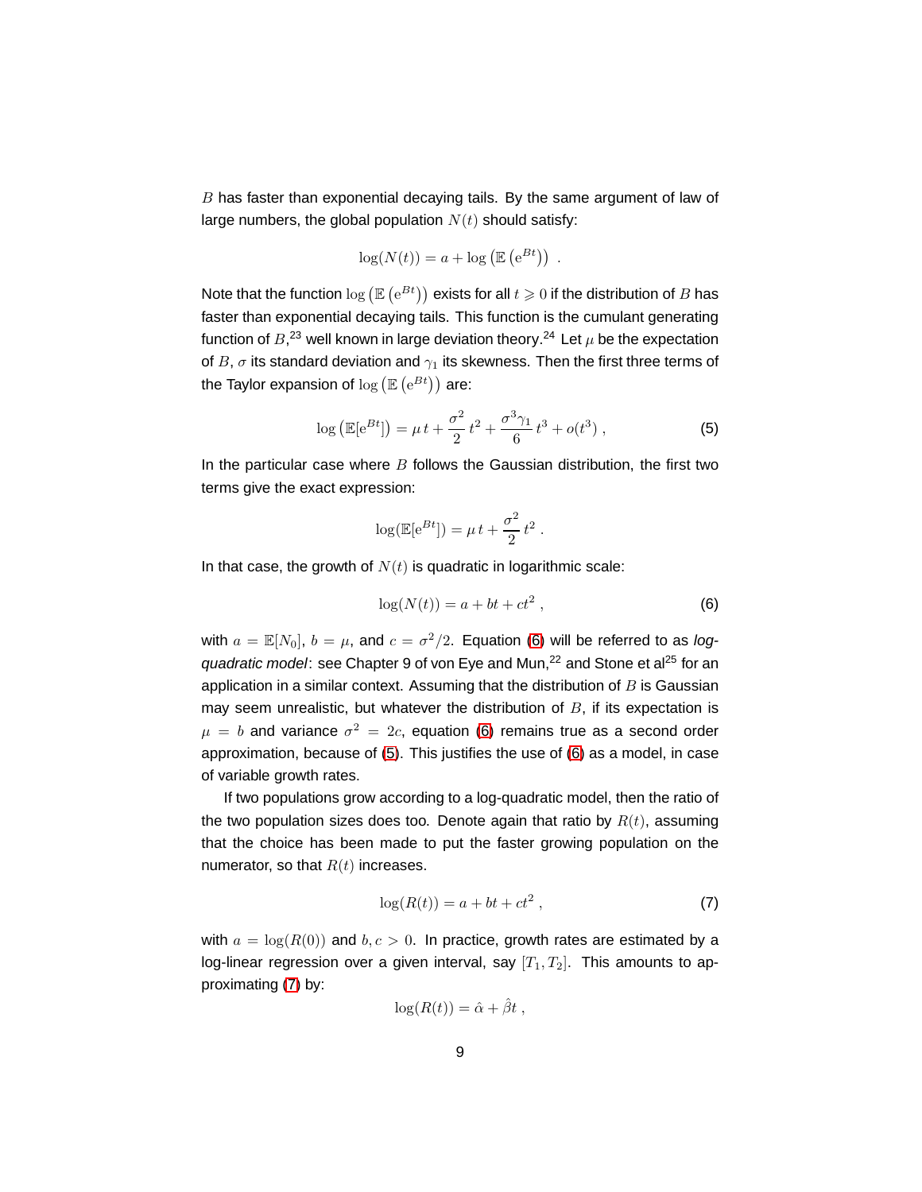$B$ has faster than exponential decaying tails. By the same argument of law of large numbers, the global population $N(t)$ should satisfy:

$$\log(N(t)) = a + \log\left(\mathbb{E}\left(\mathrm{e}^{Bt}\right)\right) \ .$$

Note that the function $\log\left(\mathbb{E}\left(\mathrm{e}^{Bt}\right)\right)$ exists for all $t \geqslant 0$ if the distribution of $B$ has faster than exponential decaying tails. This function is the cumulant generating function of $B$,[23] well known in large deviation theory.[24] Let $\mu$ be the expectation of $B$, $\sigma$ its standard deviation and $\gamma_1$ its skewness. Then the first three terms of the Taylor expansion of $\log\left(\mathbb{E}\left(\mathrm{e}^{Bt}\right)\right)$ are:

$$\log\left(\mathbb{E}[\mathrm{e}^{Bt}]\right) = \mu\, t + \frac{\sigma^2}{2}\, t^2 + \frac{\sigma^3 \gamma_1}{6}\, t^3 + o(t^3) \ , \tag{5}$$

In the particular case where $B$ follows the Gaussian distribution, the first two terms give the exact expression:

$$\log(\mathbb{E}[\mathrm{e}^{Bt}]) = \mu\, t + \frac{\sigma^2}{2}\, t^2 \ .$$

In that case, the growth of $N(t)$ is quadratic in logarithmic scale:

$$\log(N(t)) = a + bt + ct^2 \ , \tag{6}$$

with $a = \mathbb{E}[N_0]$, $b = \mu$, and $c = \sigma^2/2$. Equation (6) will be referred to as *log-quadratic model*: see Chapter 9 of von Eye and Mun,[22] and Stone et al[25] for an application in a similar context. Assuming that the distribution of $B$ is Gaussian may seem unrealistic, but whatever the distribution of $B$, if its expectation is $\mu = b$ and variance $\sigma^2 = 2c$, equation (6) remains true as a second order approximation, because of (5). This justifies the use of (6) as a model, in case of variable growth rates.

If two populations grow according to a log-quadratic model, then the ratio of the two population sizes does too. Denote again that ratio by $R(t)$, assuming that the choice has been made to put the faster growing population on the numerator, so that $R(t)$ increases.

$$\log(R(t)) = a + bt + ct^2 \ , \tag{7}$$

with $a = \log(R(0))$ and $b, c > 0$. In practice, growth rates are estimated by a log-linear regression over a given interval, say $[T_1, T_2]$. This amounts to approximating (7) by:

$$\log(R(t)) = \hat{\alpha} + \hat{\beta} t \ ,$$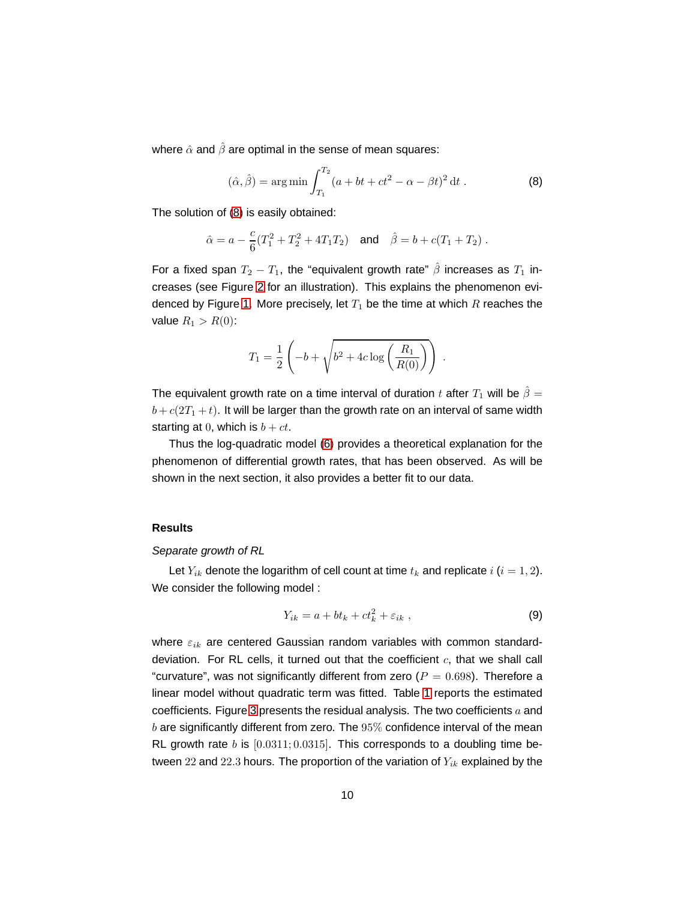where $\hat{\alpha}$ and $\hat{\beta}$ are optimal in the sense of mean squares:

$$(\hat{\alpha}, \hat{\beta}) = \arg\min \int_{T_1}^{T_2} (a + bt + ct^2 - \alpha - \beta t)^2 \, \mathrm{d}t \; . \tag{8}$$

The solution of (8) is easily obtained:

$$\hat{\alpha} = a - \frac{c}{6}(T_1^2 + T_2^2 + 4T_1T_2) \quad \text{and} \quad \hat{\beta} = b + c(T_1 + T_2) \; .$$

For a fixed span $T_2 - T_1$, the "equivalent growth rate" $\hat{\beta}$ increases as $T_1$ increases (see Figure 2 for an illustration). This explains the phenomenon evidenced by Figure 1. More precisely, let $T_1$ be the time at which $R$ reaches the value $R_1 > R(0)$:

$$T_1 = \frac{1}{2}\left(-b + \sqrt{b^2 + 4c\log\left(\frac{R_1}{R(0)}\right)}\right) \; .$$

The equivalent growth rate on a time interval of duration $t$ after $T_1$ will be $\hat{\beta} = b + c(2T_1 + t)$. It will be larger than the growth rate on an interval of same width starting at $0$, which is $b + ct$.

Thus the log-quadratic model (6) provides a theoretical explanation for the phenomenon of differential growth rates, that has been observed. As will be shown in the next section, it also provides a better fit to our data.

## Results

*Separate growth of RL*

Let $Y_{ik}$ denote the logarithm of cell count at time $t_k$ and replicate $i$ ($i = 1, 2$). We consider the following model :

$$Y_{ik} = a + bt_k + ct_k^2 + \varepsilon_{ik} \; , \tag{9}$$

where $\varepsilon_{ik}$ are centered Gaussian random variables with common standard-deviation. For RL cells, it turned out that the coefficient $c$, that we shall call "curvature", was not significantly different from zero ($P = 0.698$). Therefore a linear model without quadratic term was fitted. Table 1 reports the estimated coefficients. Figure 3 presents the residual analysis. The two coefficients $a$ and $b$ are significantly different from zero. The $95\%$ confidence interval of the mean RL growth rate $b$ is $[0.0311; 0.0315]$. This corresponds to a doubling time between $22$ and $22.3$ hours. The proportion of the variation of $Y_{ik}$ explained by the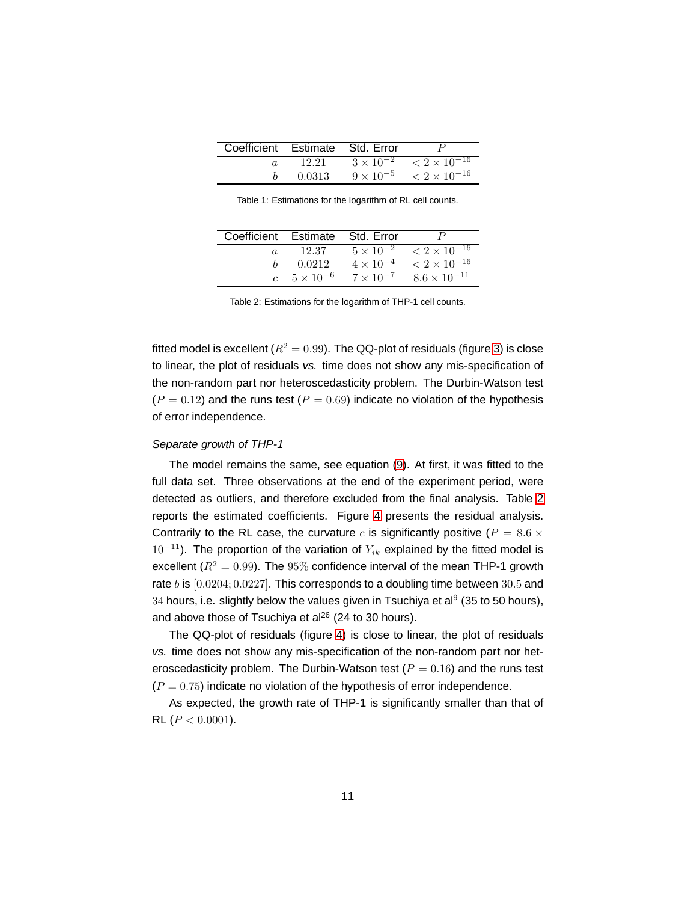| Coefficient | Estimate | Std. Error | $P$ |
| --- | --- | --- | --- |
| $a$ | 12.21 | $3 \times 10^{-2}$ | $< 2 \times 10^{-16}$ |
| $b$ | 0.0313 | $9 \times 10^{-5}$ | $< 2 \times 10^{-16}$ |

Table 1: Estimations for the logarithm of RL cell counts.

| Coefficient | Estimate | Std. Error | $P$ |
| --- | --- | --- | --- |
| $a$ | 12.37 | $5 \times 10^{-2}$ | $< 2 \times 10^{-16}$ |
| $b$ | 0.0212 | $4 \times 10^{-4}$ | $< 2 \times 10^{-16}$ |
| $c$ | $5 \times 10^{-6}$ | $7 \times 10^{-7}$ | $8.6 \times 10^{-11}$ |

Table 2: Estimations for the logarithm of THP-1 cell counts.

fitted model is excellent ($R^2 = 0.99$). The QQ-plot of residuals (figure 3) is close to linear, the plot of residuals *vs.* time does not show any mis-specification of the non-random part nor heteroscedasticity problem. The Durbin-Watson test ($P = 0.12$) and the runs test ($P = 0.69$) indicate no violation of the hypothesis of error independence.

*Separate growth of THP-1*

The model remains the same, see equation (9). At first, it was fitted to the full data set. Three observations at the end of the experiment period, were detected as outliers, and therefore excluded from the final analysis. Table 2 reports the estimated coefficients. Figure 4 presents the residual analysis. Contrarily to the RL case, the curvature $c$ is significantly positive ($P = 8.6 \times 10^{-11}$). The proportion of the variation of $Y_{ik}$ explained by the fitted model is excellent ($R^2 = 0.99$). The $95\%$ confidence interval of the mean THP-1 growth rate $b$ is $[0.0204; 0.0227]$. This corresponds to a doubling time between $30.5$ and $34$ hours, i.e. slightly below the values given in Tsuchiya et al[9] (35 to 50 hours), and above those of Tsuchiya et al[26] (24 to 30 hours).

The QQ-plot of residuals (figure 4) is close to linear, the plot of residuals *vs.* time does not show any mis-specification of the non-random part nor heteroscedasticity problem. The Durbin-Watson test ($P = 0.16$) and the runs test ($P = 0.75$) indicate no violation of the hypothesis of error independence.

As expected, the growth rate of THP-1 is significantly smaller than that of RL ($P < 0.0001$).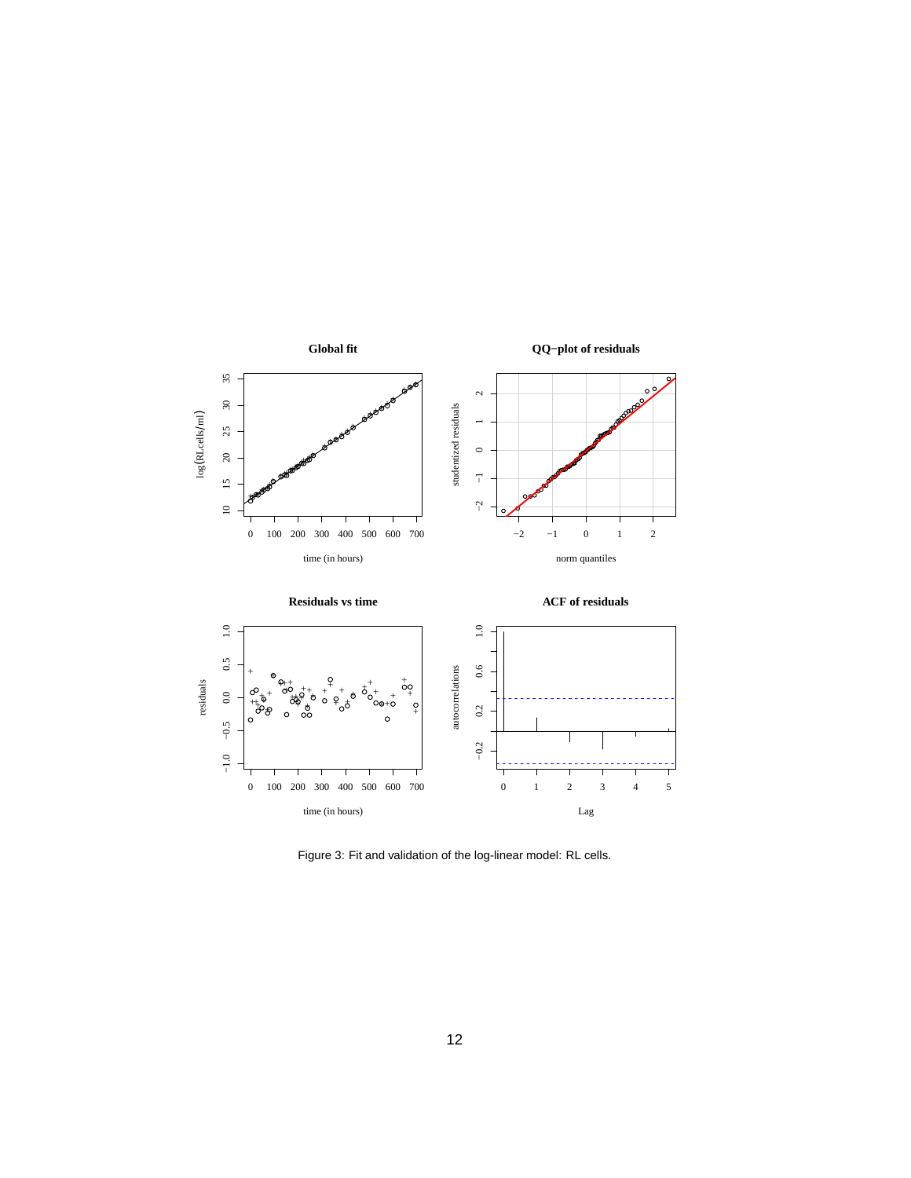Figure 3: Fit and validation of the log-linear model: RL cells.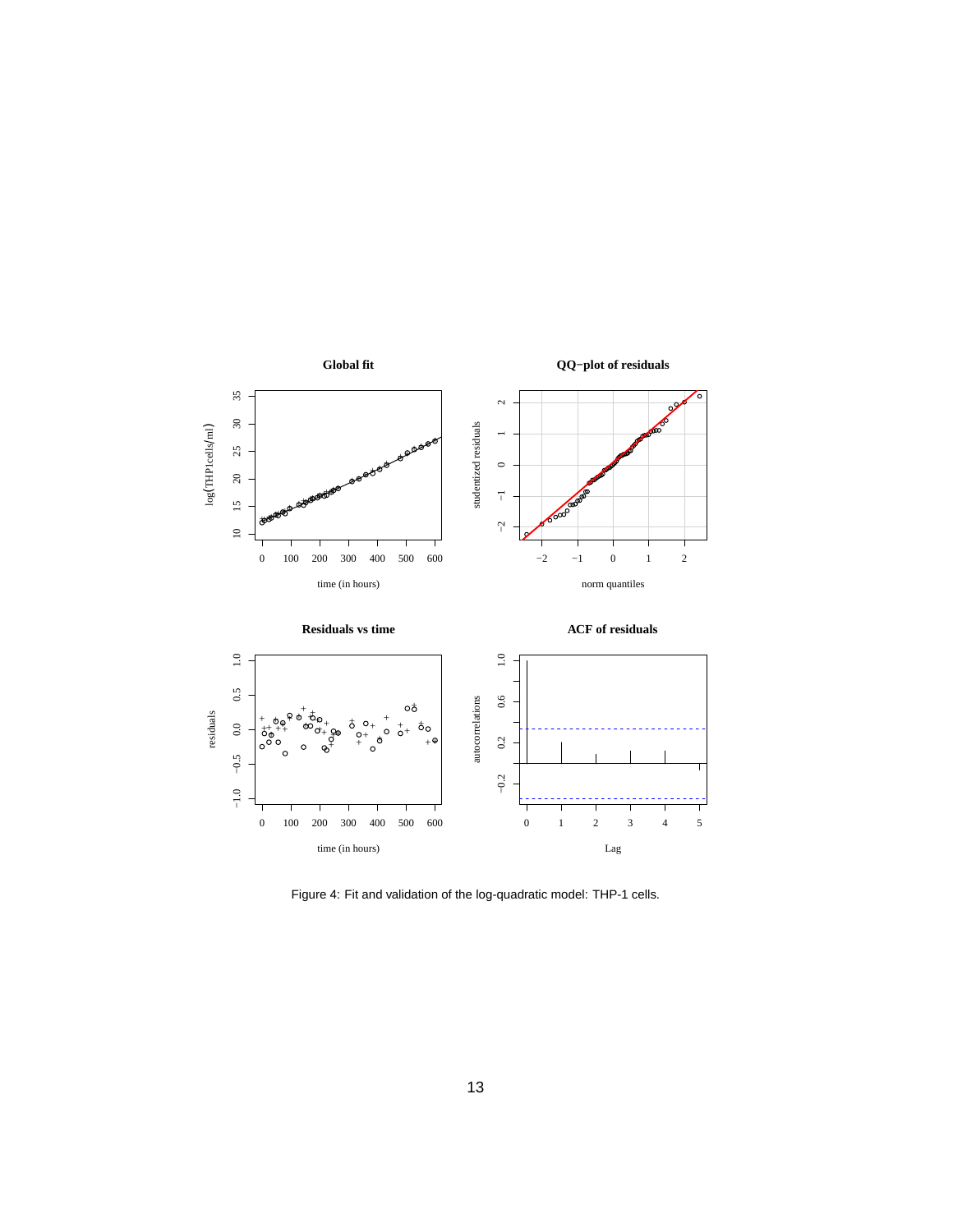Figure 4: Fit and validation of the log-quadratic model: THP-1 cells.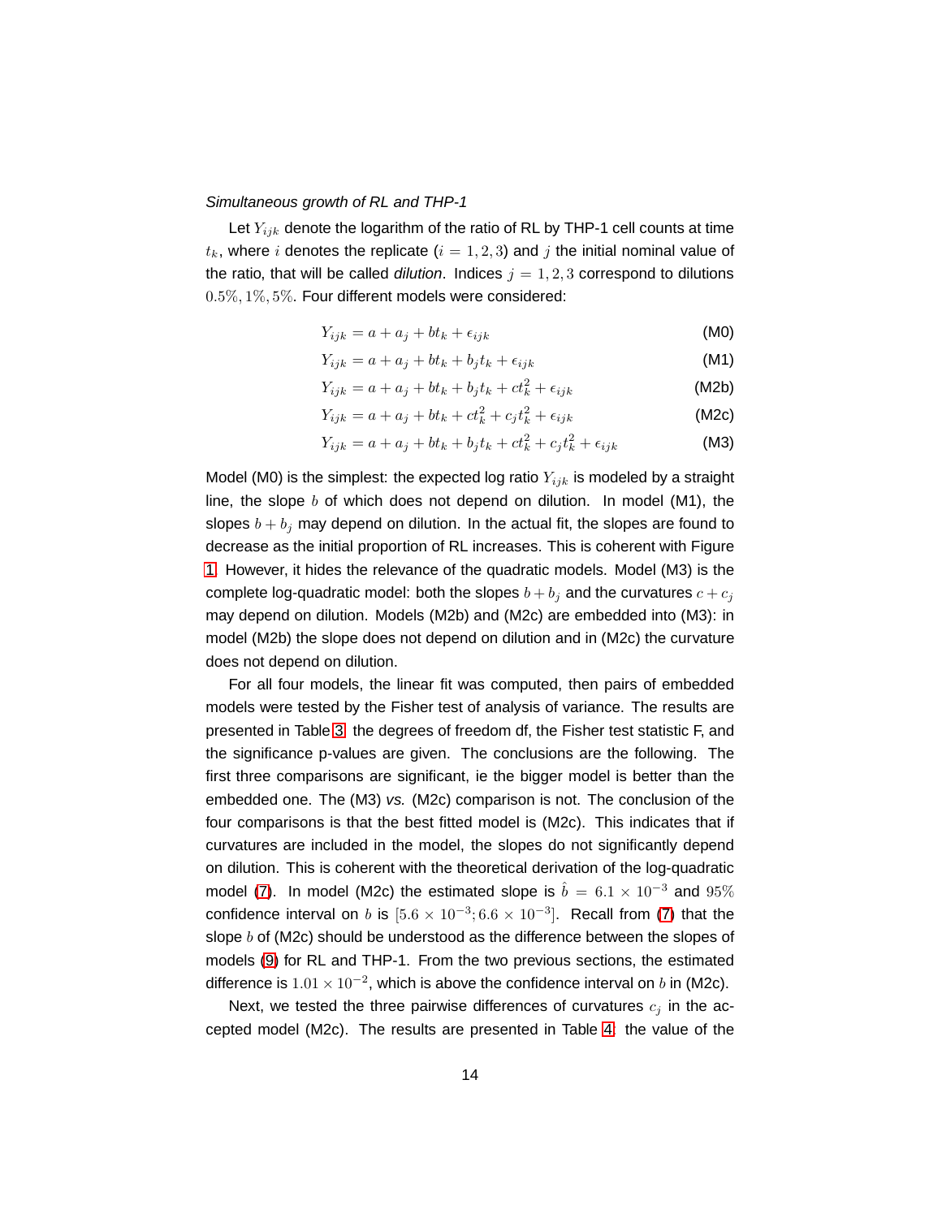*Simultaneous growth of RL and THP-1*

Let $Y_{ijk}$ denote the logarithm of the ratio of RL by THP-1 cell counts at time $t_k$, where $i$ denotes the replicate ($i = 1, 2, 3$) and $j$ the initial nominal value of the ratio, that will be called *dilution*. Indices $j = 1, 2, 3$ correspond to dilutions $0.5\%, 1\%, 5\%$. Four different models were considered:

$$Y_{ijk} = a + a_j + bt_k + \epsilon_{ijk} \tag{M0}$$

$$Y_{ijk} = a + a_j + bt_k + b_jt_k + \epsilon_{ijk} \tag{M1}$$

$$Y_{ijk} = a + a_j + bt_k + b_jt_k + ct_k^2 + \epsilon_{ijk} \tag{M2b}$$

$$Y_{ijk} = a + a_j + bt_k + ct_k^2 + c_jt_k^2 + \epsilon_{ijk} \tag{M2c}$$

$$Y_{ijk} = a + a_j + bt_k + b_jt_k + ct_k^2 + c_jt_k^2 + \epsilon_{ijk} \tag{M3}$$

Model (M0) is the simplest: the expected log ratio $Y_{ijk}$ is modeled by a straight line, the slope $b$ of which does not depend on dilution. In model (M1), the slopes $b + b_j$ may depend on dilution. In the actual fit, the slopes are found to decrease as the initial proportion of RL increases. This is coherent with Figure 1. However, it hides the relevance of the quadratic models. Model (M3) is the complete log-quadratic model: both the slopes $b + b_j$ and the curvatures $c + c_j$ may depend on dilution. Models (M2b) and (M2c) are embedded into (M3): in model (M2b) the slope does not depend on dilution and in (M2c) the curvature does not depend on dilution.

For all four models, the linear fit was computed, then pairs of embedded models were tested by the Fisher test of analysis of variance. The results are presented in Table 3: the degrees of freedom df, the Fisher test statistic F, and the significance p-values are given. The conclusions are the following. The first three comparisons are significant, ie the bigger model is better than the embedded one. The (M3) *vs.* (M2c) comparison is not. The conclusion of the four comparisons is that the best fitted model is (M2c). This indicates that if curvatures are included in the model, the slopes do not significantly depend on dilution. This is coherent with the theoretical derivation of the log-quadratic model (7). In model (M2c) the estimated slope is $\hat{b} = 6.1 \times 10^{-3}$ and $95\%$ confidence interval on $b$ is $[5.6 \times 10^{-3}; 6.6 \times 10^{-3}]$. Recall from (7) that the slope $b$ of (M2c) should be understood as the difference between the slopes of models (9) for RL and THP-1. From the two previous sections, the estimated difference is $1.01 \times 10^{-2}$, which is above the confidence interval on $b$ in (M2c).

Next, we tested the three pairwise differences of curvatures $c_j$ in the accepted model (M2c). The results are presented in Table 4: the value of the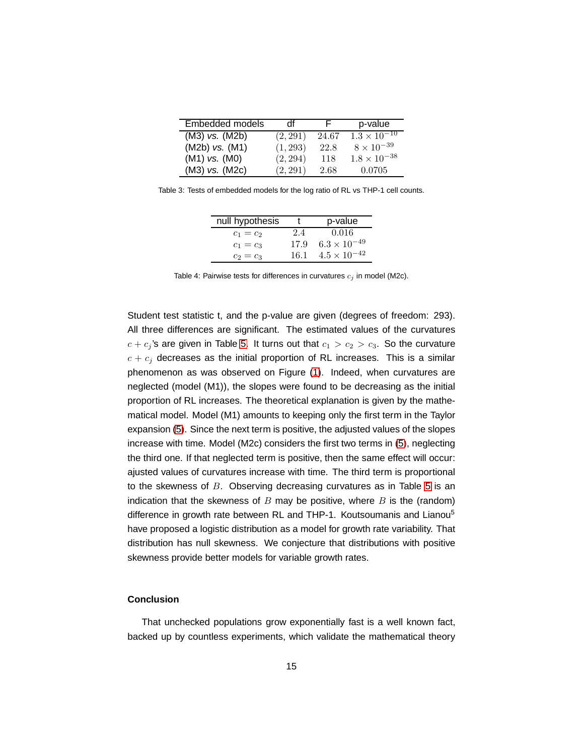| Embedded models | df | F | p-value |
|---|---|---|---|
| (M3) *vs.* (M2b) | $(2, 291)$ | $24.67$ | $1.3 \times 10^{-10}$ |
| (M2b) *vs.* (M1) | $(1, 293)$ | $22.8$ | $8 \times 10^{-39}$ |
| (M1) *vs.* (M0) | $(2, 294)$ | $118$ | $1.8 \times 10^{-38}$ |
| (M3) *vs.* (M2c) | $(2, 291)$ | $2.68$ | $0.0705$ |

Table 3: Tests of embedded models for the log ratio of RL vs THP-1 cell counts.

| null hypothesis | t | p-value |
|---|---|---|
| $c_1 = c_2$ | $2.4$ | $0.016$ |
| $c_1 = c_3$ | $17.9$ | $6.3 \times 10^{-49}$ |
| $c_2 = c_3$ | $16.1$ | $4.5 \times 10^{-42}$ |

Table 4: Pairwise tests for differences in curvatures $c_j$ in model (M2c).

Student test statistic t, and the p-value are given (degrees of freedom: 293). All three differences are significant. The estimated values of the curvatures $c + c_j$'s are given in Table 5. It turns out that $c_1 > c_2 > c_3$. So the curvature $c + c_j$ decreases as the initial proportion of RL increases. This is a similar phenomenon as was observed on Figure (1). Indeed, when curvatures are neglected (model (M1)), the slopes were found to be decreasing as the initial proportion of RL increases. The theoretical explanation is given by the mathematical model. Model (M1) amounts to keeping only the first term in the Taylor expansion (5). Since the next term is positive, the adjusted values of the slopes increase with time. Model (M2c) considers the first two terms in (5), neglecting the third one. If that neglected term is positive, then the same effect will occur: ajusted values of curvatures increase with time. The third term is proportional to the skewness of $B$. Observing decreasing curvatures as in Table 5 is an indication that the skewness of $B$ may be positive, where $B$ is the (random) difference in growth rate between RL and THP-1. Koutsoumanis and Lianou[5] have proposed a logistic distribution as a model for growth rate variability. That distribution has null skewness. We conjecture that distributions with positive skewness provide better models for variable growth rates.

## Conclusion

That unchecked populations grow exponentially fast is a well known fact, backed up by countless experiments, which validate the mathematical theory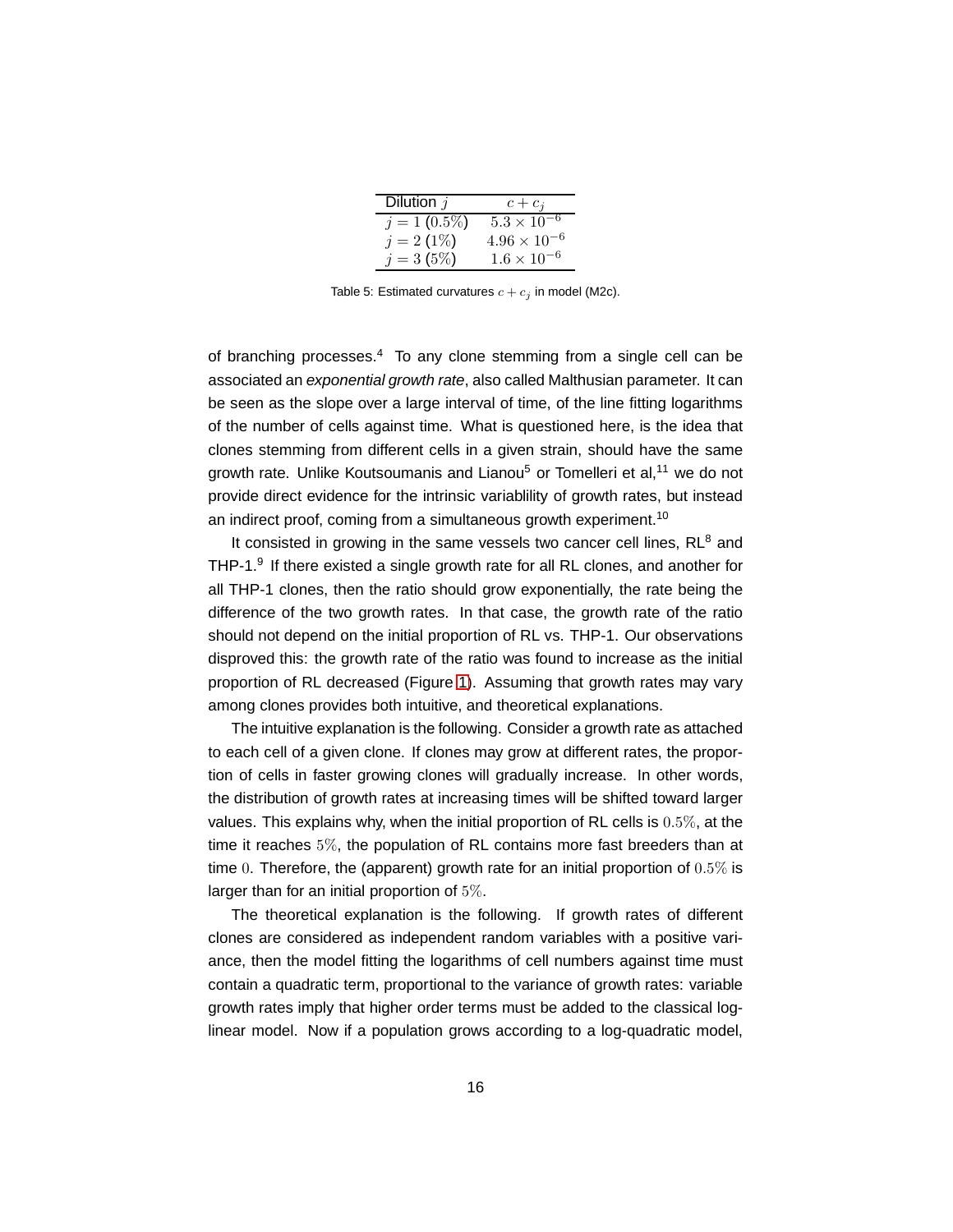| Dilution $j$ | $c + c_j$ |
| --- | --- |
| $j = 1$ (0.5%) | $5.3 \times 10^{-6}$ |
| $j = 2$ (1%) | $4.96 \times 10^{-6}$ |
| $j = 3$ (5%) | $1.6 \times 10^{-6}$ |

Table 5: Estimated curvatures $c + c_j$ in model (M2c).

of branching processes.[4] To any clone stemming from a single cell can be associated an *exponential growth rate*, also called Malthusian parameter. It can be seen as the slope over a large interval of time, of the line fitting logarithms of the number of cells against time. What is questioned here, is the idea that clones stemming from different cells in a given strain, should have the same growth rate. Unlike Koutsoumanis and Lianou[5] or Tomelleri et al,[11] we do not provide direct evidence for the intrinsic variablility of growth rates, but instead an indirect proof, coming from a simultaneous growth experiment.[10]

It consisted in growing in the same vessels two cancer cell lines, RL[8] and THP-1.[9] If there existed a single growth rate for all RL clones, and another for all THP-1 clones, then the ratio should grow exponentially, the rate being the difference of the two growth rates. In that case, the growth rate of the ratio should not depend on the initial proportion of RL vs. THP-1. Our observations disproved this: the growth rate of the ratio was found to increase as the initial proportion of RL decreased (Figure 1). Assuming that growth rates may vary among clones provides both intuitive, and theoretical explanations.

The intuitive explanation is the following. Consider a growth rate as attached to each cell of a given clone. If clones may grow at different rates, the proportion of cells in faster growing clones will gradually increase. In other words, the distribution of growth rates at increasing times will be shifted toward larger values. This explains why, when the initial proportion of RL cells is $0.5\%$, at the time it reaches $5\%$, the population of RL contains more fast breeders than at time $0$. Therefore, the (apparent) growth rate for an initial proportion of $0.5\%$ is larger than for an initial proportion of $5\%$.

The theoretical explanation is the following. If growth rates of different clones are considered as independent random variables with a positive variance, then the model fitting the logarithms of cell numbers against time must contain a quadratic term, proportional to the variance of growth rates: variable growth rates imply that higher order terms must be added to the classical log-linear model. Now if a population grows according to a log-quadratic model,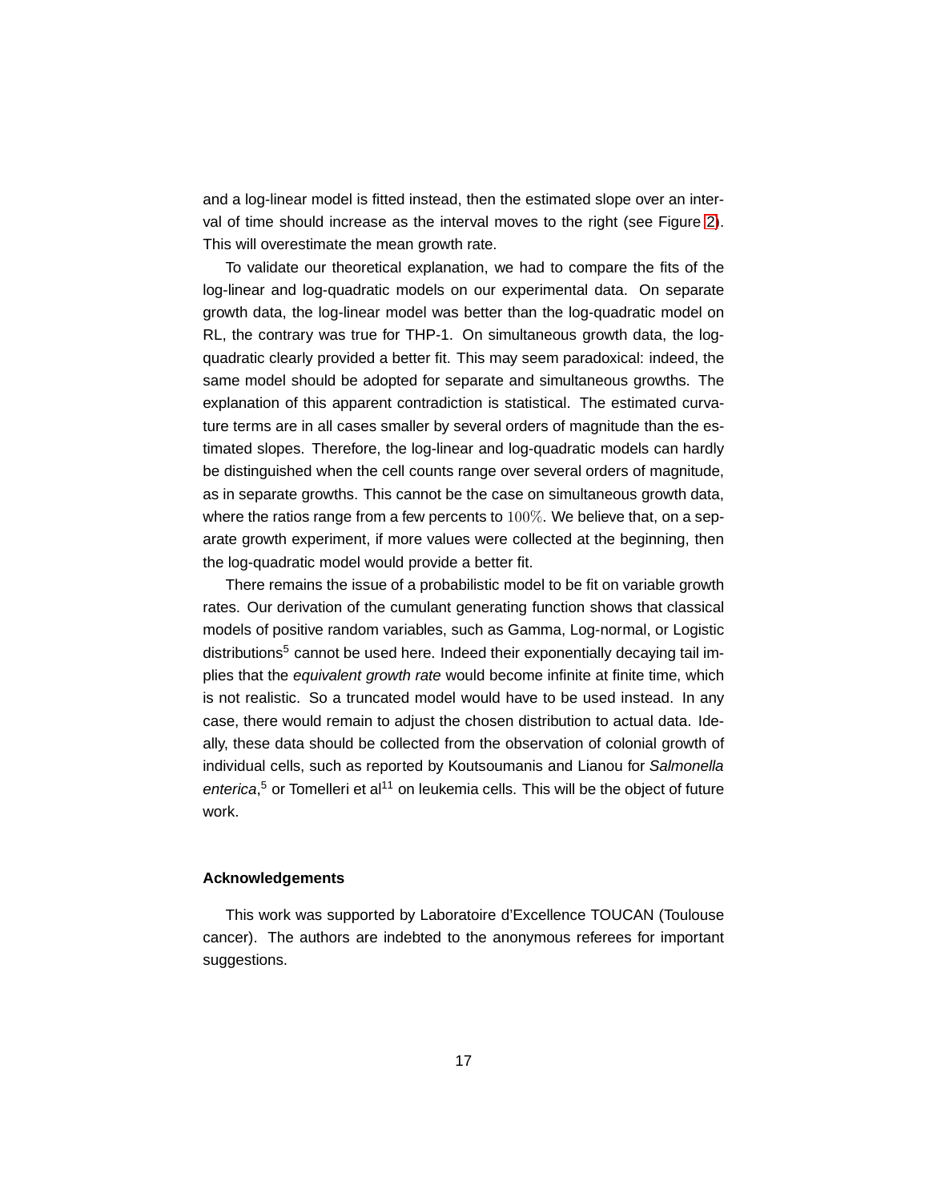and a log-linear model is fitted instead, then the estimated slope over an interval of time should increase as the interval moves to the right (see Figure 2). This will overestimate the mean growth rate.

To validate our theoretical explanation, we had to compare the fits of the log-linear and log-quadratic models on our experimental data. On separate growth data, the log-linear model was better than the log-quadratic model on RL, the contrary was true for THP-1. On simultaneous growth data, the log-quadratic clearly provided a better fit. This may seem paradoxical: indeed, the same model should be adopted for separate and simultaneous growths. The explanation of this apparent contradiction is statistical. The estimated curvature terms are in all cases smaller by several orders of magnitude than the estimated slopes. Therefore, the log-linear and log-quadratic models can hardly be distinguished when the cell counts range over several orders of magnitude, as in separate growths. This cannot be the case on simultaneous growth data, where the ratios range from a few percents to $100\%$. We believe that, on a separate growth experiment, if more values were collected at the beginning, then the log-quadratic model would provide a better fit.

There remains the issue of a probabilistic model to be fit on variable growth rates. Our derivation of the cumulant generating function shows that classical models of positive random variables, such as Gamma, Log-normal, or Logistic distributions[5] cannot be used here. Indeed their exponentially decaying tail implies that the *equivalent growth rate* would become infinite at finite time, which is not realistic. So a truncated model would have to be used instead. In any case, there would remain to adjust the chosen distribution to actual data. Ideally, these data should be collected from the observation of colonial growth of individual cells, such as reported by Koutsoumanis and Lianou for *Salmonella enterica*,[5] or Tomelleri et al[11] on leukemia cells. This will be the object of future work.

### Acknowledgements

This work was supported by Laboratoire d'Excellence TOUCAN (Toulouse cancer). The authors are indebted to the anonymous referees for important suggestions.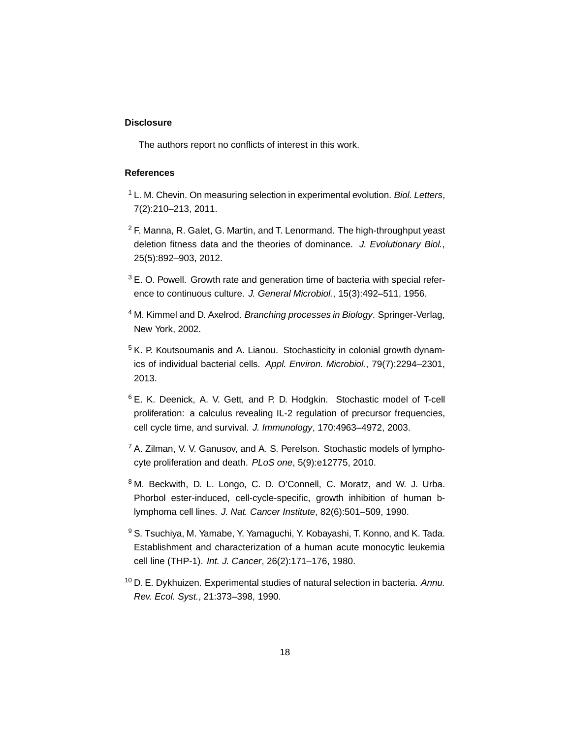## Disclosure

The authors report no conflicts of interest in this work.

## References

[1] L. M. Chevin. On measuring selection in experimental evolution. *Biol. Letters*, 7(2):210–213, 2011.

[2] F. Manna, R. Galet, G. Martin, and T. Lenormand. The high-throughput yeast deletion fitness data and the theories of dominance. *J. Evolutionary Biol.*, 25(5):892–903, 2012.

[3] E. O. Powell. Growth rate and generation time of bacteria with special reference to continuous culture. *J. General Microbiol.*, 15(3):492–511, 1956.

[4] M. Kimmel and D. Axelrod. *Branching processes in Biology*. Springer-Verlag, New York, 2002.

[5] K. P. Koutsoumanis and A. Lianou. Stochasticity in colonial growth dynamics of individual bacterial cells. *Appl. Environ. Microbiol.*, 79(7):2294–2301, 2013.

[6] E. K. Deenick, A. V. Gett, and P. D. Hodgkin. Stochastic model of T-cell proliferation: a calculus revealing IL-2 regulation of precursor frequencies, cell cycle time, and survival. *J. Immunology*, 170:4963–4972, 2003.

[7] A. Zilman, V. V. Ganusov, and A. S. Perelson. Stochastic models of lymphocyte proliferation and death. *PLoS one*, 5(9):e12775, 2010.

[8] M. Beckwith, D. L. Longo, C. D. O'Connell, C. Moratz, and W. J. Urba. Phorbol ester-induced, cell-cycle-specific, growth inhibition of human b-lymphoma cell lines. *J. Nat. Cancer Institute*, 82(6):501–509, 1990.

[9] S. Tsuchiya, M. Yamabe, Y. Yamaguchi, Y. Kobayashi, T. Konno, and K. Tada. Establishment and characterization of a human acute monocytic leukemia cell line (THP-1). *Int. J. Cancer*, 26(2):171–176, 1980.

[10] D. E. Dykhuizen. Experimental studies of natural selection in bacteria. *Annu. Rev. Ecol. Syst.*, 21:373–398, 1990.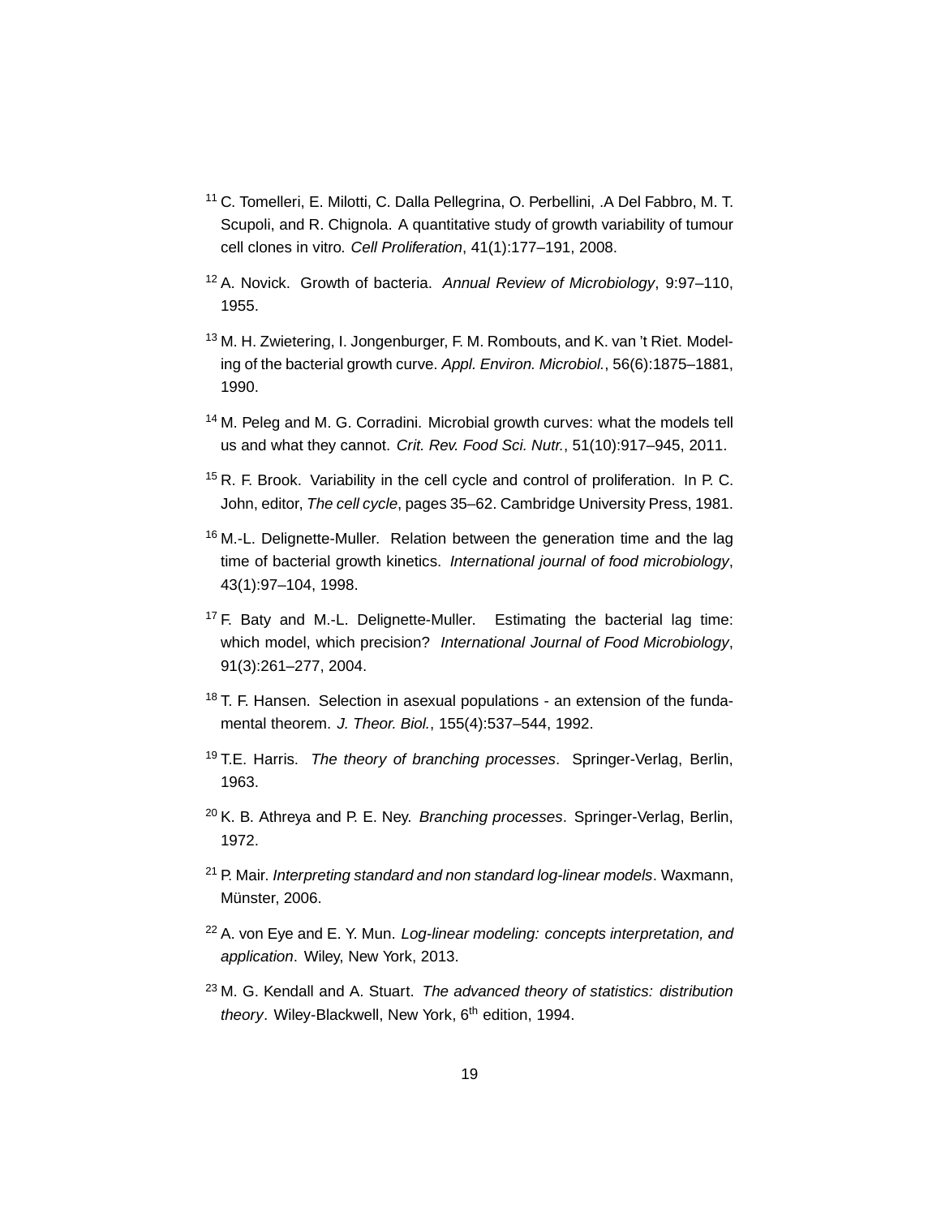[11] C. Tomelleri, E. Milotti, C. Dalla Pellegrina, O. Perbellini, .A Del Fabbro, M. T. Scupoli, and R. Chignola. A quantitative study of growth variability of tumour cell clones in vitro. *Cell Proliferation*, 41(1):177–191, 2008.

[12] A. Novick. Growth of bacteria. *Annual Review of Microbiology*, 9:97–110, 1955.

[13] M. H. Zwietering, I. Jongenburger, F. M. Rombouts, and K. van 't Riet. Modeling of the bacterial growth curve. *Appl. Environ. Microbiol.*, 56(6):1875–1881, 1990.

[14] M. Peleg and M. G. Corradini. Microbial growth curves: what the models tell us and what they cannot. *Crit. Rev. Food Sci. Nutr.*, 51(10):917–945, 2011.

[15] R. F. Brook. Variability in the cell cycle and control of proliferation. In P. C. John, editor, *The cell cycle*, pages 35–62. Cambridge University Press, 1981.

[16] M.-L. Delignette-Muller. Relation between the generation time and the lag time of bacterial growth kinetics. *International journal of food microbiology*, 43(1):97–104, 1998.

[17] F. Baty and M.-L. Delignette-Muller. Estimating the bacterial lag time: which model, which precision? *International Journal of Food Microbiology*, 91(3):261–277, 2004.

[18] T. F. Hansen. Selection in asexual populations - an extension of the fundamental theorem. *J. Theor. Biol.*, 155(4):537–544, 1992.

[19] T.E. Harris. *The theory of branching processes*. Springer-Verlag, Berlin, 1963.

[20] K. B. Athreya and P. E. Ney. *Branching processes*. Springer-Verlag, Berlin, 1972.

[21] P. Mair. *Interpreting standard and non standard log-linear models*. Waxmann, Münster, 2006.

[22] A. von Eye and E. Y. Mun. *Log-linear modeling: concepts interpretation, and application*. Wiley, New York, 2013.

[23] M. G. Kendall and A. Stuart. *The advanced theory of statistics: distribution theory*. Wiley-Blackwell, New York, 6th edition, 1994.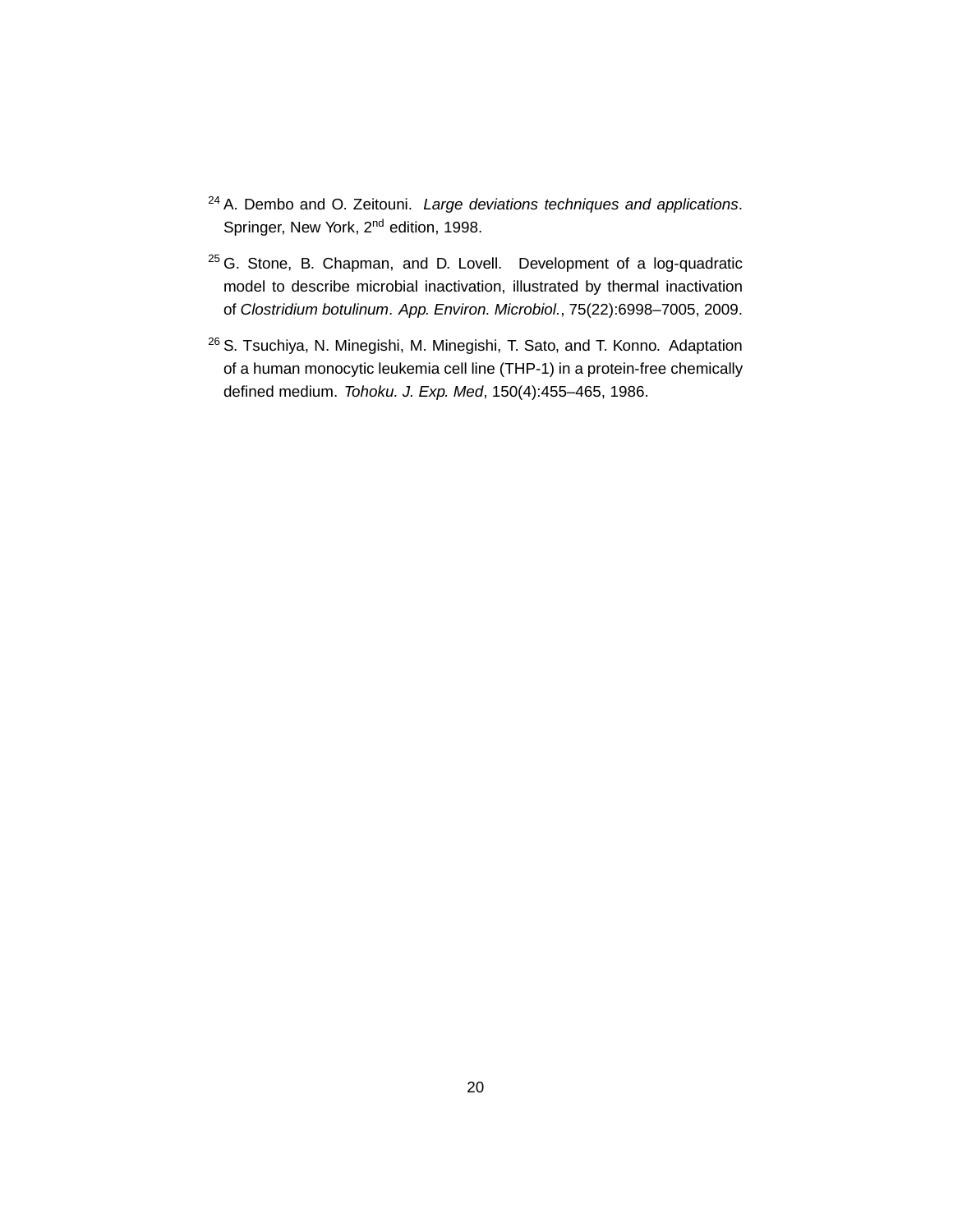[24] A. Dembo and O. Zeitouni. *Large deviations techniques and applications*. Springer, New York, 2nd edition, 1998.

[25] G. Stone, B. Chapman, and D. Lovell. Development of a log-quadratic model to describe microbial inactivation, illustrated by thermal inactivation of *Clostridium botulinum*. *App. Environ. Microbiol.*, 75(22):6998–7005, 2009.

[26] S. Tsuchiya, N. Minegishi, M. Minegishi, T. Sato, and T. Konno. Adaptation of a human monocytic leukemia cell line (THP-1) in a protein-free chemically defined medium. *Tohoku. J. Exp. Med*, 150(4):455–465, 1986.